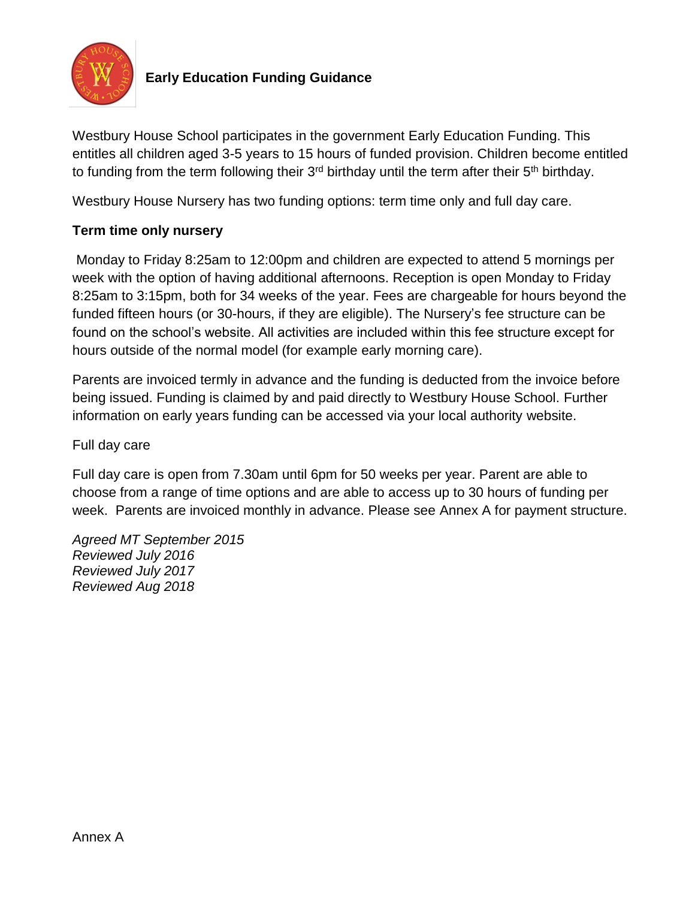# Early Education Funding Guidance

Westbury House School participates in the government Early Education Funding. This entitles all children aged 3-5 years to 15 hours of funded provision. Children become entitled to funding from the term following their 3rd birthday until the term after their 5th birthday.

Westbury House Nursery has two funding options: term time only and full day care.

**Term time only nursery**

Monday to Friday 8:25am to 12:00pm and children are expected to attend 5 mornings per week with the option of having additional afternoons. Reception is open Monday to Friday 8:25am to 3:15pm, both for 34 weeks of the year. Fees are chargeable for hours beyond the funded fifteen hours (or 30-hours, if they are eligible). The Nursery's fee structure can be found on the school's website. All activities are included within this fee structure except for hours outside of the normal model (for example early morning care).

Parents are invoiced termly in advance and the funding is deducted from the invoice before being issued. Funding is claimed by and paid directly to Westbury House School. Further information on early years funding can be accessed via your local authority website.

Full day care

Full day care is open from 7.30am until 6pm for 50 weeks per year. Parent are able to choose from a range of time options and are able to access up to 30 hours of funding per week. Parents are invoiced monthly in advance. Please see Annex A for payment structure.

*Agreed MT September 2015*
*Reviewed July 2016*
*Reviewed July 2017*
*Reviewed Aug 2018*

Annex A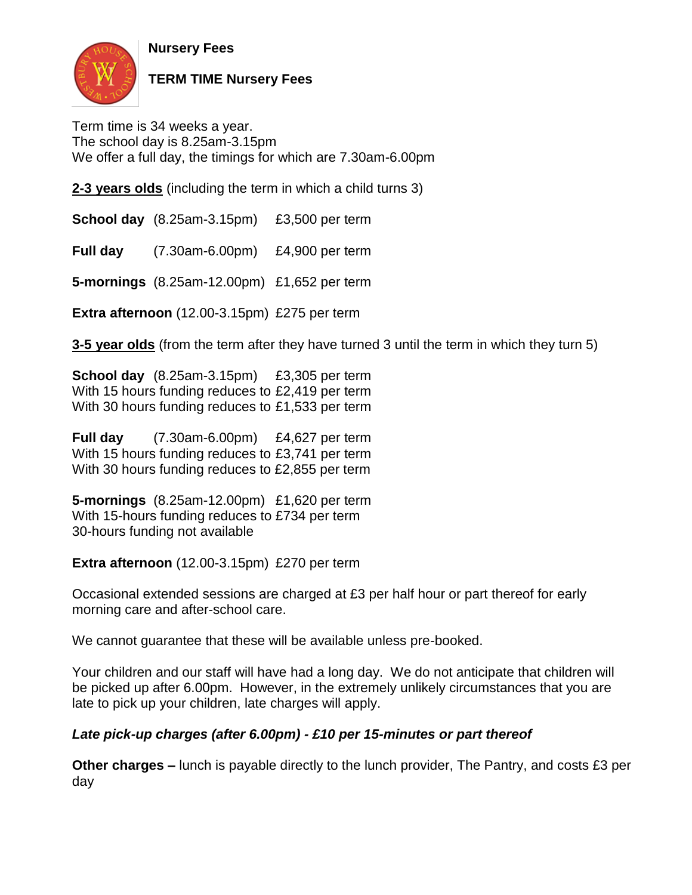**Nursery Fees**

**TERM TIME Nursery Fees**

Term time is 34 weeks a year.
The school day is 8.25am-3.15pm
We offer a full day, the timings for which are 7.30am-6.00pm

**2-3 years olds** (including the term in which a child turns 3)

**School day** (8.25am-3.15pm) £3,500 per term

**Full day** (7.30am-6.00pm) £4,900 per term

**5-mornings** (8.25am-12.00pm) £1,652 per term

**Extra afternoon** (12.00-3.15pm) £275 per term

**3-5 year olds** (from the term after they have turned 3 until the term in which they turn 5)

**School day** (8.25am-3.15pm) £3,305 per term
With 15 hours funding reduces to £2,419 per term
With 30 hours funding reduces to £1,533 per term

**Full day** (7.30am-6.00pm) £4,627 per term
With 15 hours funding reduces to £3,741 per term
With 30 hours funding reduces to £2,855 per term

**5-mornings** (8.25am-12.00pm) £1,620 per term
With 15-hours funding reduces to £734 per term
30-hours funding not available

**Extra afternoon** (12.00-3.15pm) £270 per term

Occasional extended sessions are charged at £3 per half hour or part thereof for early morning care and after-school care.

We cannot guarantee that these will be available unless pre-booked.

Your children and our staff will have had a long day. We do not anticipate that children will be picked up after 6.00pm. However, in the extremely unlikely circumstances that you are late to pick up your children, late charges will apply.

***Late pick-up charges (after 6.00pm) - £10 per 15-minutes or part thereof***

**Other charges –** lunch is payable directly to the lunch provider, The Pantry, and costs £3 per day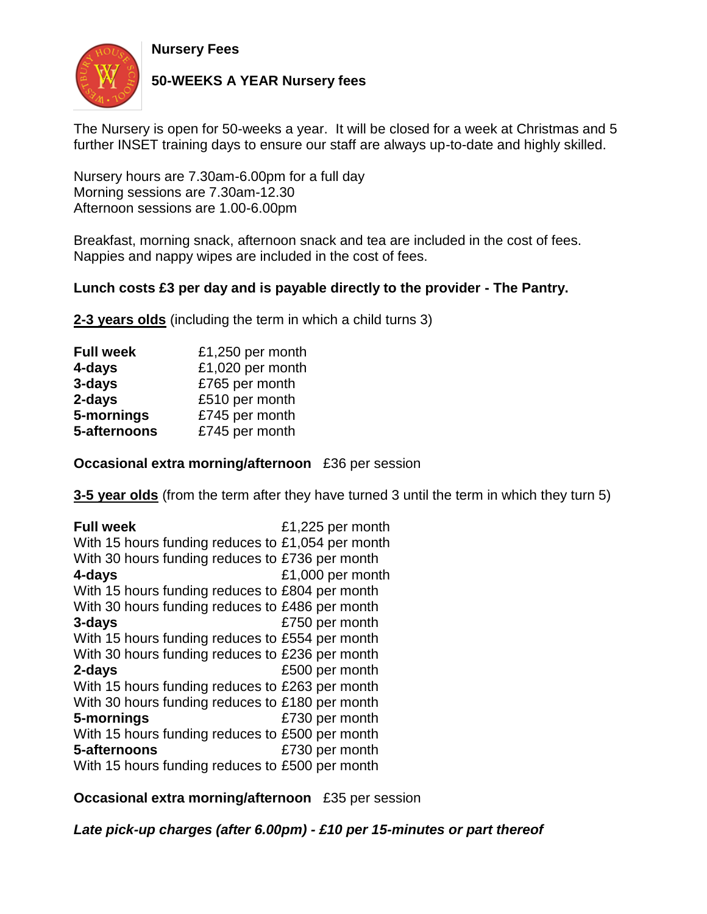**Nursery Fees**

**50-WEEKS A YEAR Nursery fees**

The Nursery is open for 50-weeks a year. It will be closed for a week at Christmas and 5 further INSET training days to ensure our staff are always up-to-date and highly skilled.

Nursery hours are 7.30am-6.00pm for a full day
Morning sessions are 7.30am-12.30
Afternoon sessions are 1.00-6.00pm

Breakfast, morning snack, afternoon snack and tea are included in the cost of fees.
Nappies and nappy wipes are included in the cost of fees.

**Lunch costs £3 per day and is payable directly to the provider - The Pantry.**

**2-3 years olds** (including the term in which a child turns 3)

| | |
|---|---|
| **Full week** | £1,250 per month |
| **4-days** | £1,020 per month |
| **3-days** | £765 per month |
| **2-days** | £510 per month |
| **5-mornings** | £745 per month |
| **5-afternoons** | £745 per month |

**Occasional extra morning/afternoon** £36 per session

**3-5 year olds** (from the term after they have turned 3 until the term in which they turn 5)

| | |
|---|---|
| **Full week** | £1,225 per month |
| With 15 hours funding reduces to | £1,054 per month |
| With 30 hours funding reduces to | £736 per month |
| **4-days** | £1,000 per month |
| With 15 hours funding reduces to | £804 per month |
| With 30 hours funding reduces to | £486 per month |
| **3-days** | £750 per month |
| With 15 hours funding reduces to | £554 per month |
| With 30 hours funding reduces to | £236 per month |
| **2-days** | £500 per month |
| With 15 hours funding reduces to | £263 per month |
| With 30 hours funding reduces to | £180 per month |
| **5-mornings** | £730 per month |
| With 15 hours funding reduces to | £500 per month |
| **5-afternoons** | £730 per month |
| With 15 hours funding reduces to | £500 per month |

**Occasional extra morning/afternoon** £35 per session

***Late pick-up charges (after 6.00pm) - £10 per 15-minutes or part thereof***